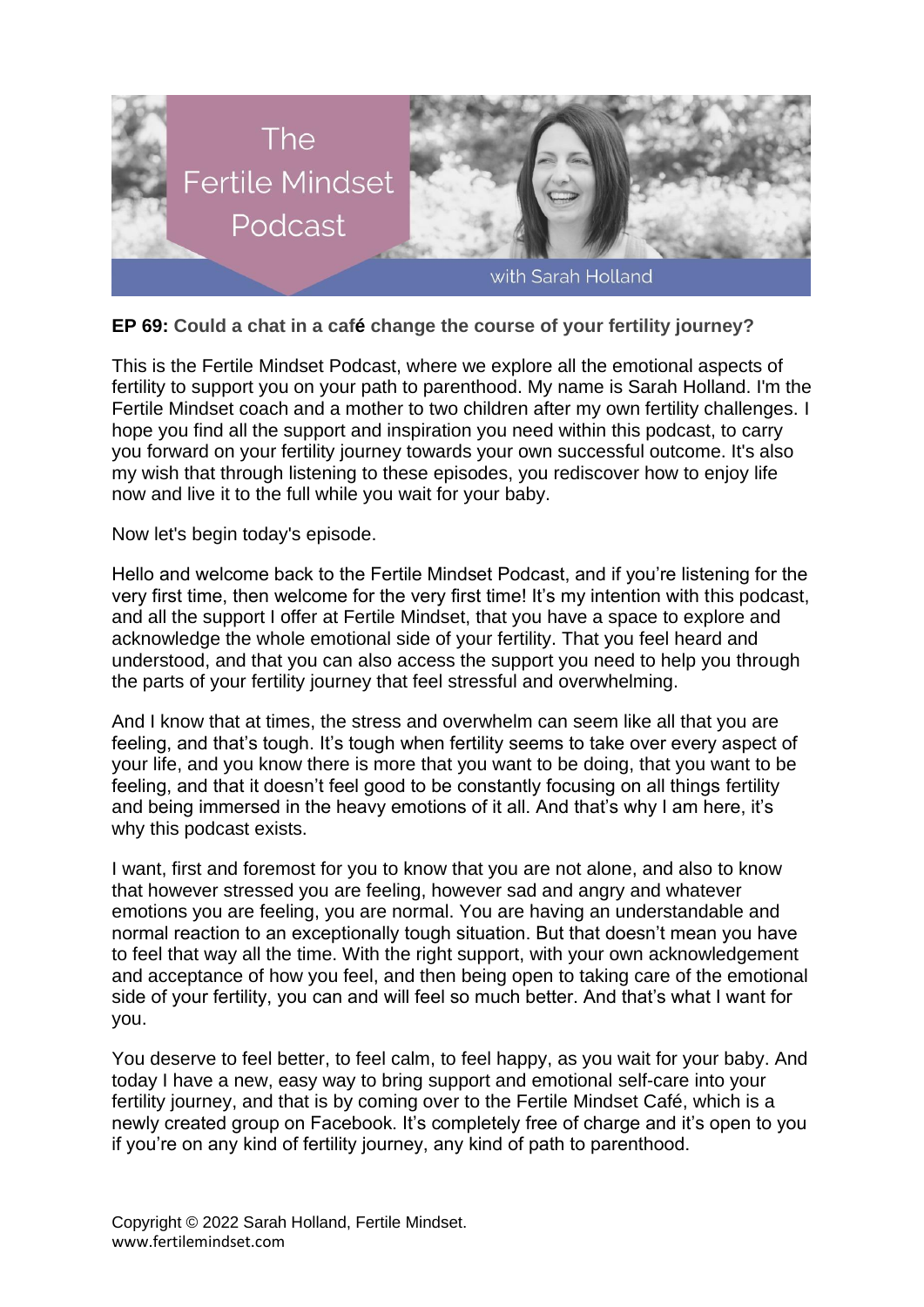**EP 69: Could a chat in a café change the course of your fertility journey?**

This is the Fertile Mindset Podcast, where we explore all the emotional aspects of fertility to support you on your path to parenthood. My name is Sarah Holland. I'm the Fertile Mindset coach and a mother to two children after my own fertility challenges. I hope you find all the support and inspiration you need within this podcast, to carry you forward on your fertility journey towards your own successful outcome. It's also my wish that through listening to these episodes, you rediscover how to enjoy life now and live it to the full while you wait for your baby.

Now let's begin today's episode.

Hello and welcome back to the Fertile Mindset Podcast, and if you're listening for the very first time, then welcome for the very first time! It's my intention with this podcast, and all the support I offer at Fertile Mindset, that you have a space to explore and acknowledge the whole emotional side of your fertility. That you feel heard and understood, and that you can also access the support you need to help you through the parts of your fertility journey that feel stressful and overwhelming.

And I know that at times, the stress and overwhelm can seem like all that you are feeling, and that's tough. It's tough when fertility seems to take over every aspect of your life, and you know there is more that you want to be doing, that you want to be feeling, and that it doesn't feel good to be constantly focusing on all things fertility and being immersed in the heavy emotions of it all. And that's why I am here, it's why this podcast exists.

I want, first and foremost for you to know that you are not alone, and also to know that however stressed you are feeling, however sad and angry and whatever emotions you are feeling, you are normal. You are having an understandable and normal reaction to an exceptionally tough situation. But that doesn't mean you have to feel that way all the time. With the right support, with your own acknowledgement and acceptance of how you feel, and then being open to taking care of the emotional side of your fertility, you can and will feel so much better. And that's what I want for you.

You deserve to feel better, to feel calm, to feel happy, as you wait for your baby. And today I have a new, easy way to bring support and emotional self-care into your fertility journey, and that is by coming over to the Fertile Mindset Café, which is a newly created group on Facebook. It's completely free of charge and it's open to you if you're on any kind of fertility journey, any kind of path to parenthood.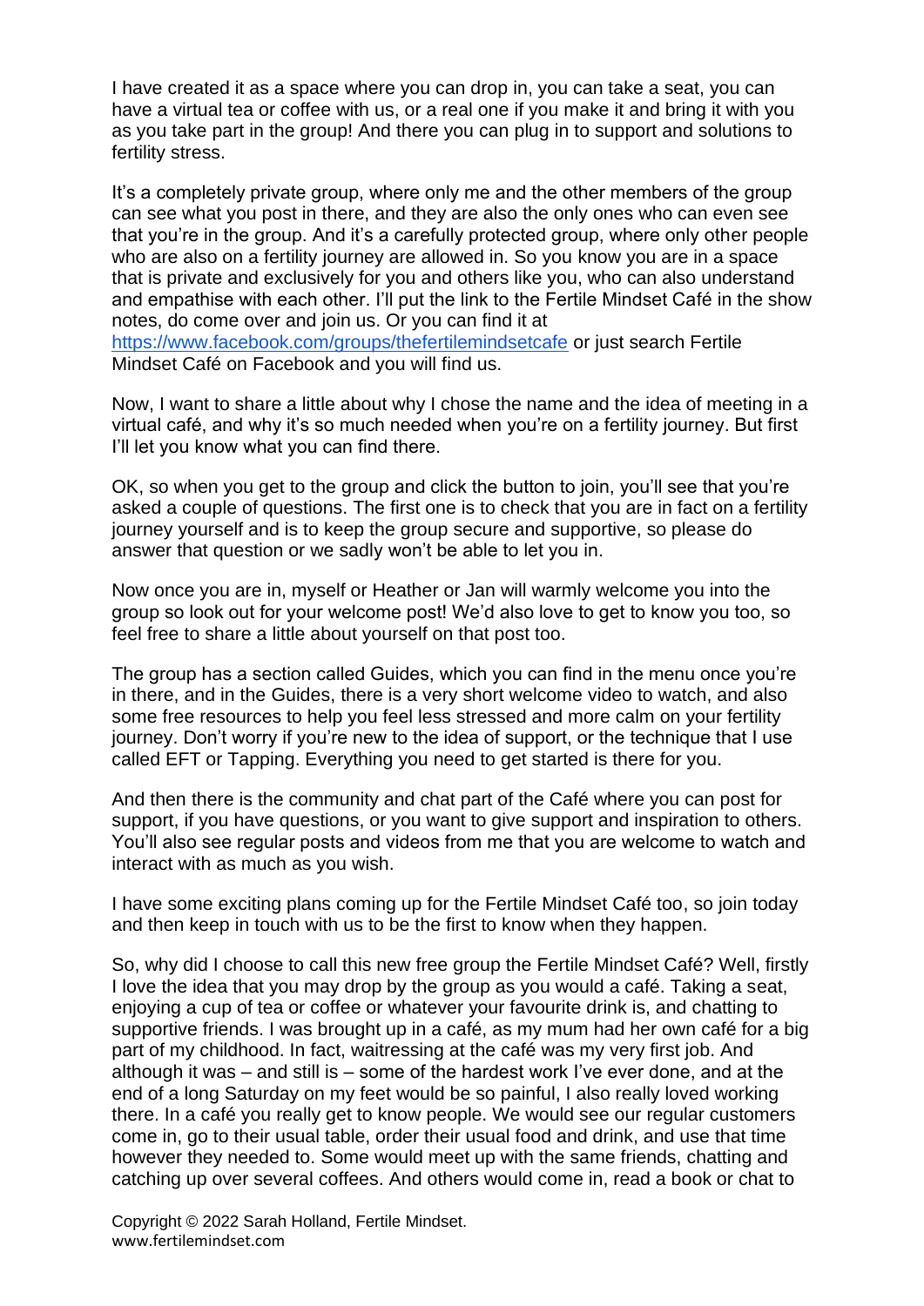I have created it as a space where you can drop in, you can take a seat, you can have a virtual tea or coffee with us, or a real one if you make it and bring it with you as you take part in the group! And there you can plug in to support and solutions to fertility stress.

It's a completely private group, where only me and the other members of the group can see what you post in there, and they are also the only ones who can even see that you're in the group. And it's a carefully protected group, where only other people who are also on a fertility journey are allowed in. So you know you are in a space that is private and exclusively for you and others like you, who can also understand and empathise with each other. I'll put the link to the Fertile Mindset Café in the show notes, do come over and join us. Or you can find it at https://www.facebook.com/groups/thefertilemindsetcafe or just search Fertile Mindset Café on Facebook and you will find us.

Now, I want to share a little about why I chose the name and the idea of meeting in a virtual café, and why it's so much needed when you're on a fertility journey. But first I'll let you know what you can find there.

OK, so when you get to the group and click the button to join, you'll see that you're asked a couple of questions. The first one is to check that you are in fact on a fertility journey yourself and is to keep the group secure and supportive, so please do answer that question or we sadly won't be able to let you in.

Now once you are in, myself or Heather or Jan will warmly welcome you into the group so look out for your welcome post! We'd also love to get to know you too, so feel free to share a little about yourself on that post too.

The group has a section called Guides, which you can find in the menu once you're in there, and in the Guides, there is a very short welcome video to watch, and also some free resources to help you feel less stressed and more calm on your fertility journey. Don't worry if you're new to the idea of support, or the technique that I use called EFT or Tapping. Everything you need to get started is there for you.

And then there is the community and chat part of the Café where you can post for support, if you have questions, or you want to give support and inspiration to others. You'll also see regular posts and videos from me that you are welcome to watch and interact with as much as you wish.

I have some exciting plans coming up for the Fertile Mindset Café too, so join today and then keep in touch with us to be the first to know when they happen.

So, why did I choose to call this new free group the Fertile Mindset Café? Well, firstly I love the idea that you may drop by the group as you would a café. Taking a seat, enjoying a cup of tea or coffee or whatever your favourite drink is, and chatting to supportive friends. I was brought up in a café, as my mum had her own café for a big part of my childhood. In fact, waitressing at the café was my very first job. And although it was – and still is – some of the hardest work I've ever done, and at the end of a long Saturday on my feet would be so painful, I also really loved working there. In a café you really get to know people. We would see our regular customers come in, go to their usual table, order their usual food and drink, and use that time however they needed to. Some would meet up with the same friends, chatting and catching up over several coffees. And others would come in, read a book or chat to

Copyright © 2022 Sarah Holland, Fertile Mindset.
www.fertilemindset.com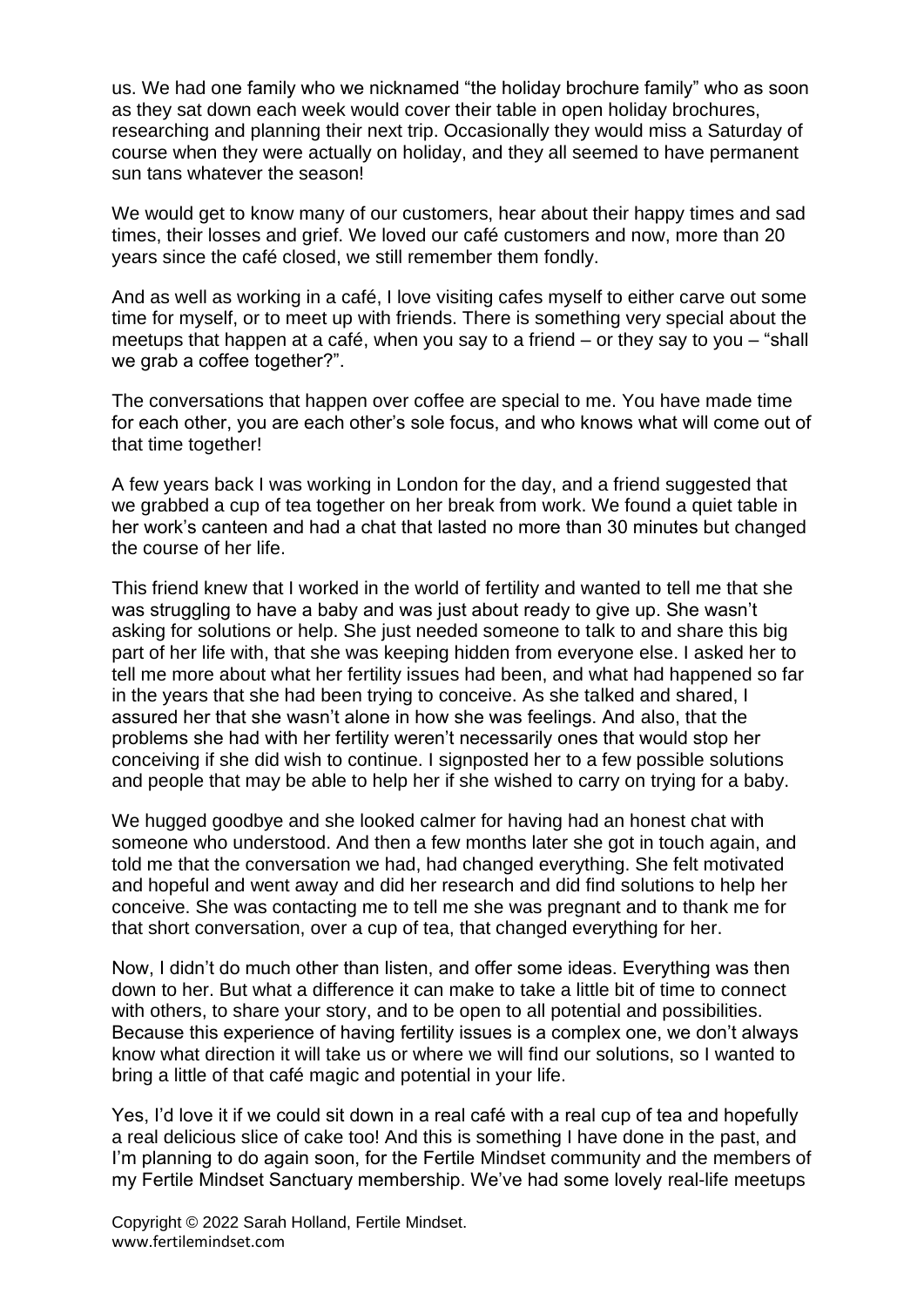us. We had one family who we nicknamed "the holiday brochure family" who as soon as they sat down each week would cover their table in open holiday brochures, researching and planning their next trip. Occasionally they would miss a Saturday of course when they were actually on holiday, and they all seemed to have permanent sun tans whatever the season!

We would get to know many of our customers, hear about their happy times and sad times, their losses and grief. We loved our café customers and now, more than 20 years since the café closed, we still remember them fondly.

And as well as working in a café, I love visiting cafes myself to either carve out some time for myself, or to meet up with friends. There is something very special about the meetups that happen at a café, when you say to a friend – or they say to you – "shall we grab a coffee together?".

The conversations that happen over coffee are special to me. You have made time for each other, you are each other's sole focus, and who knows what will come out of that time together!

A few years back I was working in London for the day, and a friend suggested that we grabbed a cup of tea together on her break from work. We found a quiet table in her work's canteen and had a chat that lasted no more than 30 minutes but changed the course of her life.

This friend knew that I worked in the world of fertility and wanted to tell me that she was struggling to have a baby and was just about ready to give up. She wasn't asking for solutions or help. She just needed someone to talk to and share this big part of her life with, that she was keeping hidden from everyone else. I asked her to tell me more about what her fertility issues had been, and what had happened so far in the years that she had been trying to conceive. As she talked and shared, I assured her that she wasn't alone in how she was feelings. And also, that the problems she had with her fertility weren't necessarily ones that would stop her conceiving if she did wish to continue. I signposted her to a few possible solutions and people that may be able to help her if she wished to carry on trying for a baby.

We hugged goodbye and she looked calmer for having had an honest chat with someone who understood. And then a few months later she got in touch again, and told me that the conversation we had, had changed everything. She felt motivated and hopeful and went away and did her research and did find solutions to help her conceive. She was contacting me to tell me she was pregnant and to thank me for that short conversation, over a cup of tea, that changed everything for her.

Now, I didn't do much other than listen, and offer some ideas. Everything was then down to her. But what a difference it can make to take a little bit of time to connect with others, to share your story, and to be open to all potential and possibilities. Because this experience of having fertility issues is a complex one, we don't always know what direction it will take us or where we will find our solutions, so I wanted to bring a little of that café magic and potential in your life.

Yes, I'd love it if we could sit down in a real café with a real cup of tea and hopefully a real delicious slice of cake too! And this is something I have done in the past, and I'm planning to do again soon, for the Fertile Mindset community and the members of my Fertile Mindset Sanctuary membership. We've had some lovely real-life meetups

Copyright © 2022 Sarah Holland, Fertile Mindset.
www.fertilemindset.com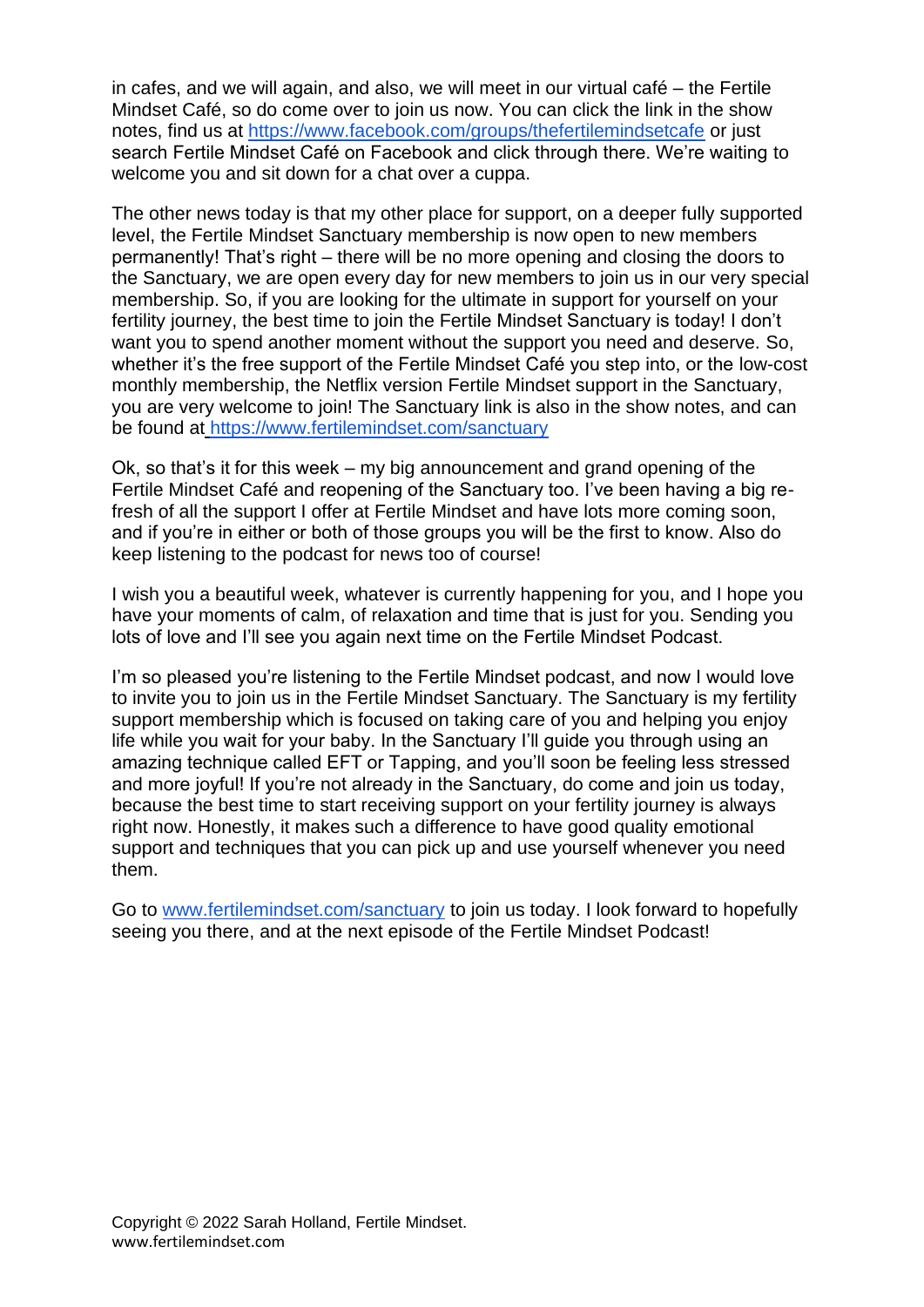in cafes, and we will again, and also, we will meet in our virtual café – the Fertile Mindset Café, so do come over to join us now. You can click the link in the show notes, find us at [https://www.facebook.com/groups/thefertilemindsetcafe](https://www.facebook.com/groups/thefertilemindsetcafe) or just search Fertile Mindset Café on Facebook and click through there. We're waiting to welcome you and sit down for a chat over a cuppa.

The other news today is that my other place for support, on a deeper fully supported level, the Fertile Mindset Sanctuary membership is now open to new members permanently! That's right – there will be no more opening and closing the doors to the Sanctuary, we are open every day for new members to join us in our very special membership. So, if you are looking for the ultimate in support for yourself on your fertility journey, the best time to join the Fertile Mindset Sanctuary is today! I don't want you to spend another moment without the support you need and deserve. So, whether it's the free support of the Fertile Mindset Café you step into, or the low-cost monthly membership, the Netflix version Fertile Mindset support in the Sanctuary, you are very welcome to join! The Sanctuary link is also in the show notes, and can be found at [https://www.fertilemindset.com/sanctuary](https://www.fertilemindset.com/sanctuary)

Ok, so that's it for this week – my big announcement and grand opening of the Fertile Mindset Café and reopening of the Sanctuary too. I've been having a big re-fresh of all the support I offer at Fertile Mindset and have lots more coming soon, and if you're in either or both of those groups you will be the first to know. Also do keep listening to the podcast for news too of course!

I wish you a beautiful week, whatever is currently happening for you, and I hope you have your moments of calm, of relaxation and time that is just for you. Sending you lots of love and I'll see you again next time on the Fertile Mindset Podcast.

I'm so pleased you're listening to the Fertile Mindset podcast, and now I would love to invite you to join us in the Fertile Mindset Sanctuary. The Sanctuary is my fertility support membership which is focused on taking care of you and helping you enjoy life while you wait for your baby. In the Sanctuary I'll guide you through using an amazing technique called EFT or Tapping, and you'll soon be feeling less stressed and more joyful! If you're not already in the Sanctuary, do come and join us today, because the best time to start receiving support on your fertility journey is always right now. Honestly, it makes such a difference to have good quality emotional support and techniques that you can pick up and use yourself whenever you need them.

Go to [www.fertilemindset.com/sanctuary](http://www.fertilemindset.com/sanctuary) to join us today. I look forward to hopefully seeing you there, and at the next episode of the Fertile Mindset Podcast!

Copyright © 2022 Sarah Holland, Fertile Mindset.
www.fertilemindset.com